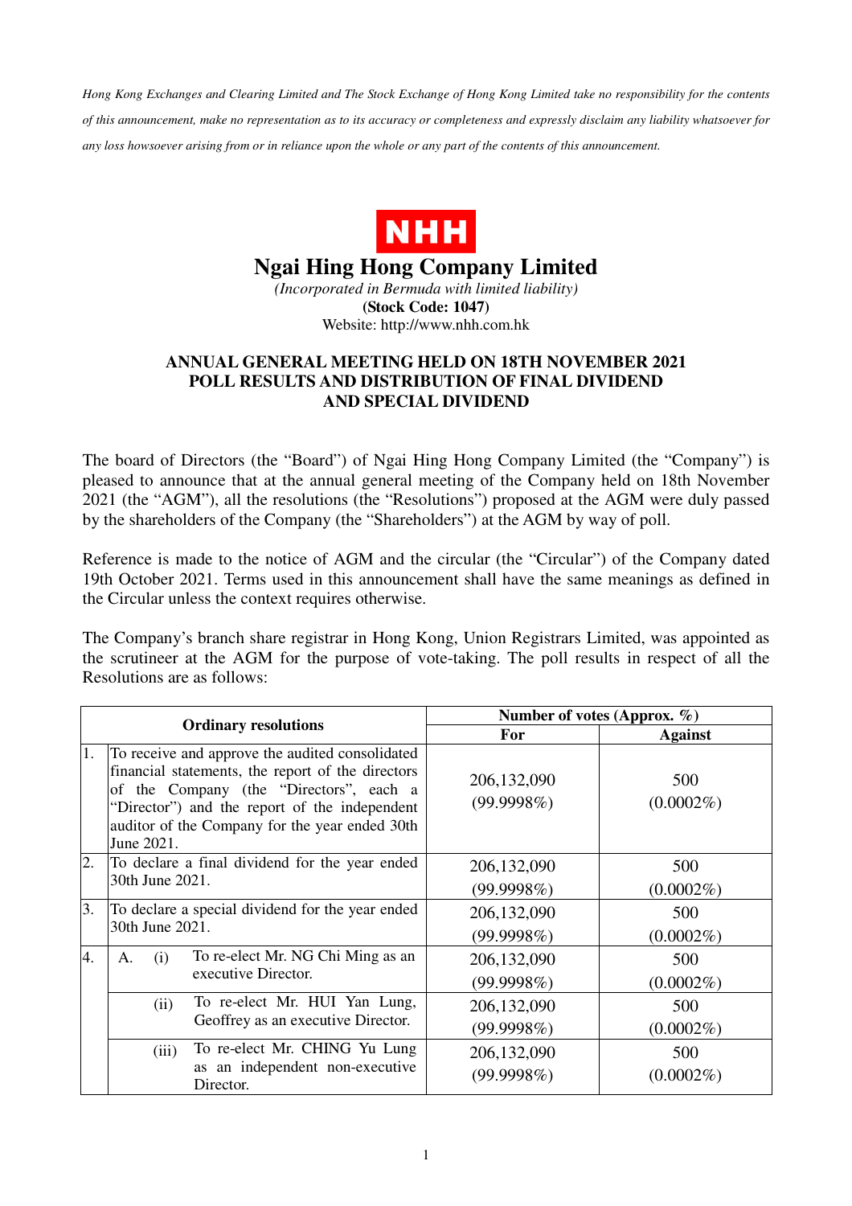*Hong Kong Exchanges and Clearing Limited and The Stock Exchange of Hong Kong Limited take no responsibility for the contents of this announcement, make no representation as to its accuracy or completeness and expressly disclaim any liability whatsoever for any loss howsoever arising from or in reliance upon the whole or any part of the contents of this announcement.*

NHH

# Ngai Hing Hong Company Limited

*(Incorporated in Bermuda with limited liability)*

**(Stock Code: 1047)**

Website: http://www.nhh.com.hk

## ANNUAL GENERAL MEETING HELD ON 18TH NOVEMBER 2021 POLL RESULTS AND DISTRIBUTION OF FINAL DIVIDEND AND SPECIAL DIVIDEND

The board of Directors (the "Board") of Ngai Hing Hong Company Limited (the "Company") is pleased to announce that at the annual general meeting of the Company held on 18th November 2021 (the "AGM"), all the resolutions (the "Resolutions") proposed at the AGM were duly passed by the shareholders of the Company (the "Shareholders") at the AGM by way of poll.

Reference is made to the notice of AGM and the circular (the "Circular") of the Company dated 19th October 2021. Terms used in this announcement shall have the same meanings as defined in the Circular unless the context requires otherwise.

The Company's branch share registrar in Hong Kong, Union Registrars Limited, was appointed as the scrutineer at the AGM for the purpose of vote-taking. The poll results in respect of all the Resolutions are as follows:

| Ordinary resolutions | Number of votes (Approx. %) | |
|---|---|---|
| | **For** | **Against** |
| 1. To receive and approve the audited consolidated financial statements, the report of the directors of the Company (the "Directors", each a "Director") and the report of the independent auditor of the Company for the year ended 30th June 2021. | 206,132,090 (99.9998%) | 500 (0.0002%) |
| 2. To declare a final dividend for the year ended 30th June 2021. | 206,132,090 (99.9998%) | 500 (0.0002%) |
| 3. To declare a special dividend for the year ended 30th June 2021. | 206,132,090 (99.9998%) | 500 (0.0002%) |
| 4. A. (i) To re-elect Mr. NG Chi Ming as an executive Director. | 206,132,090 (99.9998%) | 500 (0.0002%) |
| (ii) To re-elect Mr. HUI Yan Lung, Geoffrey as an executive Director. | 206,132,090 (99.9998%) | 500 (0.0002%) |
| (iii) To re-elect Mr. CHING Yu Lung as an independent non-executive Director. | 206,132,090 (99.9998%) | 500 (0.0002%) |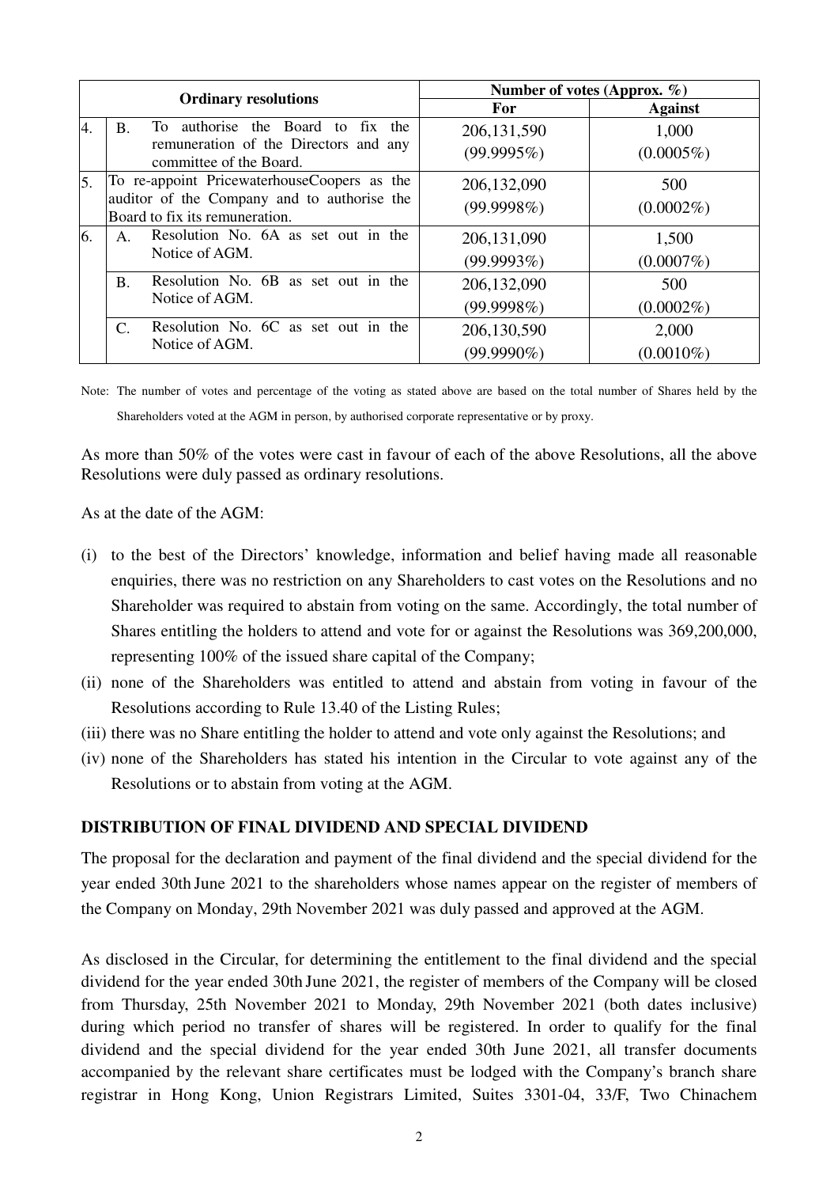| Ordinary resolutions | | Number of votes (Approx. %) | |
|---|---|---|---|
| | | For | Against |
| 4. | B. To authorise the Board to fix the remuneration of the Directors and any committee of the Board. | 206,131,590 (99.9995%) | 1,000 (0.0005%) |
| 5. | To re-appoint PricewaterhouseCoopers as the auditor of the Company and to authorise the Board to fix its remuneration. | 206,132,090 (99.9998%) | 500 (0.0002%) |
| 6. | A. Resolution No. 6A as set out in the Notice of AGM. | 206,131,090 (99.9993%) | 1,500 (0.0007%) |
| | B. Resolution No. 6B as set out in the Notice of AGM. | 206,132,090 (99.9998%) | 500 (0.0002%) |
| | C. Resolution No. 6C as set out in the Notice of AGM. | 206,130,590 (99.9990%) | 2,000 (0.0010%) |

Note: The number of votes and percentage of the voting as stated above are based on the total number of Shares held by the Shareholders voted at the AGM in person, by authorised corporate representative or by proxy.

As more than 50% of the votes were cast in favour of each of the above Resolutions, all the above Resolutions were duly passed as ordinary resolutions.

As at the date of the AGM:

(i) to the best of the Directors' knowledge, information and belief having made all reasonable enquiries, there was no restriction on any Shareholders to cast votes on the Resolutions and no Shareholder was required to abstain from voting on the same. Accordingly, the total number of Shares entitling the holders to attend and vote for or against the Resolutions was 369,200,000, representing 100% of the issued share capital of the Company;

(ii) none of the Shareholders was entitled to attend and abstain from voting in favour of the Resolutions according to Rule 13.40 of the Listing Rules;

(iii) there was no Share entitling the holder to attend and vote only against the Resolutions; and

(iv) none of the Shareholders has stated his intention in the Circular to vote against any of the Resolutions or to abstain from voting at the AGM.

**DISTRIBUTION OF FINAL DIVIDEND AND SPECIAL DIVIDEND**

The proposal for the declaration and payment of the final dividend and the special dividend for the year ended 30th June 2021 to the shareholders whose names appear on the register of members of the Company on Monday, 29th November 2021 was duly passed and approved at the AGM.

As disclosed in the Circular, for determining the entitlement to the final dividend and the special dividend for the year ended 30th June 2021, the register of members of the Company will be closed from Thursday, 25th November 2021 to Monday, 29th November 2021 (both dates inclusive) during which period no transfer of shares will be registered. In order to qualify for the final dividend and the special dividend for the year ended 30th June 2021, all transfer documents accompanied by the relevant share certificates must be lodged with the Company's branch share registrar in Hong Kong, Union Registrars Limited, Suites 3301-04, 33/F, Two Chinachem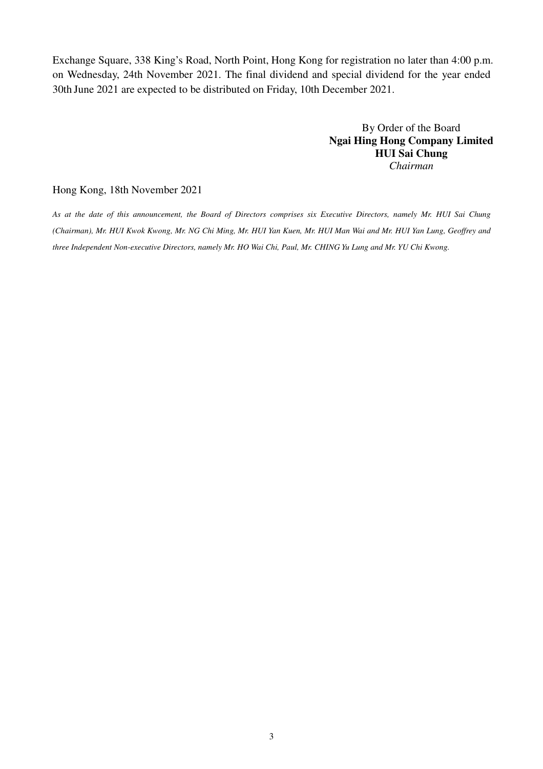Exchange Square, 338 King's Road, North Point, Hong Kong for registration no later than 4:00 p.m. on Wednesday, 24th November 2021. The final dividend and special dividend for the year ended 30th June 2021 are expected to be distributed on Friday, 10th December 2021.

By Order of the Board
**Ngai Hing Hong Company Limited**
**HUI Sai Chung**
*Chairman*

Hong Kong, 18th November 2021

*As at the date of this announcement, the Board of Directors comprises six Executive Directors, namely Mr. HUI Sai Chung (Chairman), Mr. HUI Kwok Kwong, Mr. NG Chi Ming, Mr. HUI Yan Kuen, Mr. HUI Man Wai and Mr. HUI Yan Lung, Geoffrey and three Independent Non-executive Directors, namely Mr. HO Wai Chi, Paul, Mr. CHING Yu Lung and Mr. YU Chi Kwong.*